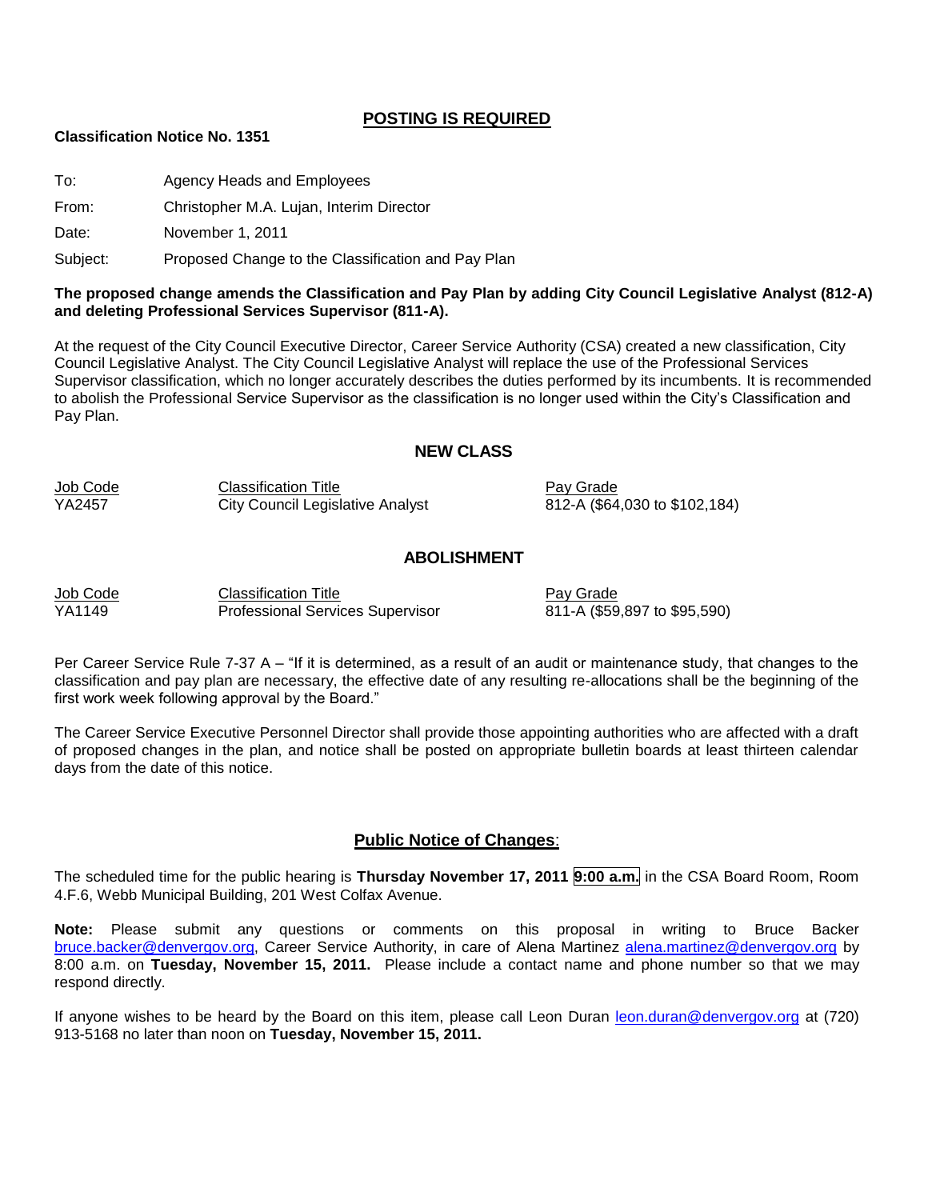## POSTING IS REQUIRED

**Classification Notice No. 1351**

To: Agency Heads and Employees

From: Christopher M.A. Lujan, Interim Director

Date: November 1, 2011

Subject: Proposed Change to the Classification and Pay Plan

**The proposed change amends the Classification and Pay Plan by adding City Council Legislative Analyst (812-A) and deleting Professional Services Supervisor (811-A).**

At the request of the City Council Executive Director, Career Service Authority (CSA) created a new classification, City Council Legislative Analyst. The City Council Legislative Analyst will replace the use of the Professional Services Supervisor classification, which no longer accurately describes the duties performed by its incumbents. It is recommended to abolish the Professional Service Supervisor as the classification is no longer used within the City's Classification and Pay Plan.

### NEW CLASS

| Job Code | Classification Title | Pay Grade |
|---|---|---|
| YA2457 | City Council Legislative Analyst | 812-A ($64,030 to $102,184) |

### ABOLISHMENT

| Job Code | Classification Title | Pay Grade |
|---|---|---|
| YA1149 | Professional Services Supervisor | 811-A ($59,897 to $95,590) |

Per Career Service Rule 7-37 A – "If it is determined, as a result of an audit or maintenance study, that changes to the classification and pay plan are necessary, the effective date of any resulting re-allocations shall be the beginning of the first work week following approval by the Board."

The Career Service Executive Personnel Director shall provide those appointing authorities who are affected with a draft of proposed changes in the plan, and notice shall be posted on appropriate bulletin boards at least thirteen calendar days from the date of this notice.

### Public Notice of Changes:

The scheduled time for the public hearing is **Thursday November 17, 2011 9:00 a.m.** in the CSA Board Room, Room 4.F.6, Webb Municipal Building, 201 West Colfax Avenue.

**Note:** Please submit any questions or comments on this proposal in writing to Bruce Backer bruce.backer@denvergov.org, Career Service Authority, in care of Alena Martinez alena.martinez@denvergov.org by 8:00 a.m. on **Tuesday, November 15, 2011.** Please include a contact name and phone number so that we may respond directly.

If anyone wishes to be heard by the Board on this item, please call Leon Duran leon.duran@denvergov.org at (720) 913-5168 no later than noon on **Tuesday, November 15, 2011.**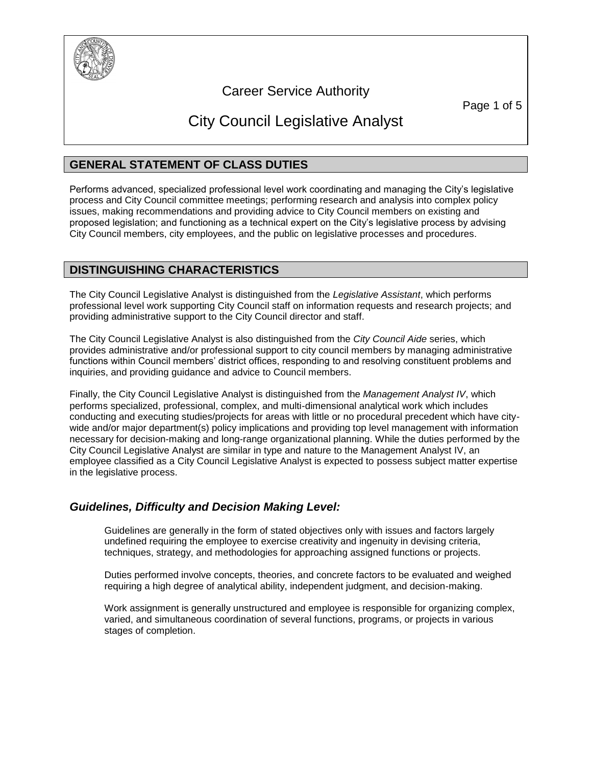# Career Service Authority

# City Council Legislative Analyst

## GENERAL STATEMENT OF CLASS DUTIES

Performs advanced, specialized professional level work coordinating and managing the City's legislative process and City Council committee meetings; performing research and analysis into complex policy issues, making recommendations and providing advice to City Council members on existing and proposed legislation; and functioning as a technical expert on the City's legislative process by advising City Council members, city employees, and the public on legislative processes and procedures.

## DISTINGUISHING CHARACTERISTICS

The City Council Legislative Analyst is distinguished from the *Legislative Assistant*, which performs professional level work supporting City Council staff on information requests and research projects; and providing administrative support to the City Council director and staff.

The City Council Legislative Analyst is also distinguished from the *City Council Aide* series, which provides administrative and/or professional support to city council members by managing administrative functions within Council members' district offices, responding to and resolving constituent problems and inquiries, and providing guidance and advice to Council members.

Finally, the City Council Legislative Analyst is distinguished from the *Management Analyst IV*, which performs specialized, professional, complex, and multi-dimensional analytical work which includes conducting and executing studies/projects for areas with little or no procedural precedent which have city-wide and/or major department(s) policy implications and providing top level management with information necessary for decision-making and long-range organizational planning. While the duties performed by the City Council Legislative Analyst are similar in type and nature to the Management Analyst IV, an employee classified as a City Council Legislative Analyst is expected to possess subject matter expertise in the legislative process.

### *Guidelines, Difficulty and Decision Making Level:*

Guidelines are generally in the form of stated objectives only with issues and factors largely undefined requiring the employee to exercise creativity and ingenuity in devising criteria, techniques, strategy, and methodologies for approaching assigned functions or projects.

Duties performed involve concepts, theories, and concrete factors to be evaluated and weighed requiring a high degree of analytical ability, independent judgment, and decision-making.

Work assignment is generally unstructured and employee is responsible for organizing complex, varied, and simultaneous coordination of several functions, programs, or projects in various stages of completion.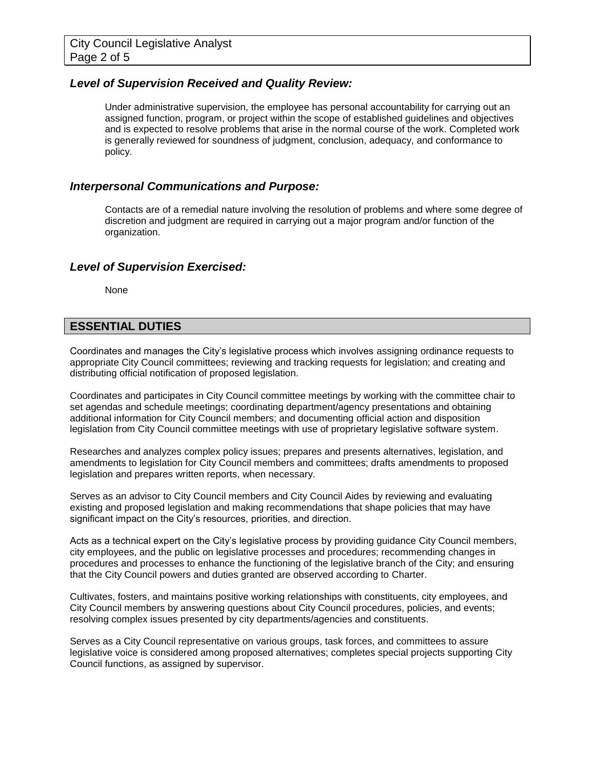### *Level of Supervision Received and Quality Review:*

Under administrative supervision, the employee has personal accountability for carrying out an assigned function, program, or project within the scope of established guidelines and objectives and is expected to resolve problems that arise in the normal course of the work. Completed work is generally reviewed for soundness of judgment, conclusion, adequacy, and conformance to policy.

### *Interpersonal Communications and Purpose:*

Contacts are of a remedial nature involving the resolution of problems and where some degree of discretion and judgment are required in carrying out a major program and/or function of the organization.

### *Level of Supervision Exercised:*

None

## ESSENTIAL DUTIES

Coordinates and manages the City's legislative process which involves assigning ordinance requests to appropriate City Council committees; reviewing and tracking requests for legislation; and creating and distributing official notification of proposed legislation.

Coordinates and participates in City Council committee meetings by working with the committee chair to set agendas and schedule meetings; coordinating department/agency presentations and obtaining additional information for City Council members; and documenting official action and disposition legislation from City Council committee meetings with use of proprietary legislative software system.

Researches and analyzes complex policy issues; prepares and presents alternatives, legislation, and amendments to legislation for City Council members and committees; drafts amendments to proposed legislation and prepares written reports, when necessary.

Serves as an advisor to City Council members and City Council Aides by reviewing and evaluating existing and proposed legislation and making recommendations that shape policies that may have significant impact on the City's resources, priorities, and direction.

Acts as a technical expert on the City's legislative process by providing guidance City Council members, city employees, and the public on legislative processes and procedures; recommending changes in procedures and processes to enhance the functioning of the legislative branch of the City; and ensuring that the City Council powers and duties granted are observed according to Charter.

Cultivates, fosters, and maintains positive working relationships with constituents, city employees, and City Council members by answering questions about City Council procedures, policies, and events; resolving complex issues presented by city departments/agencies and constituents.

Serves as a City Council representative on various groups, task forces, and committees to assure legislative voice is considered among proposed alternatives; completes special projects supporting City Council functions, as assigned by supervisor.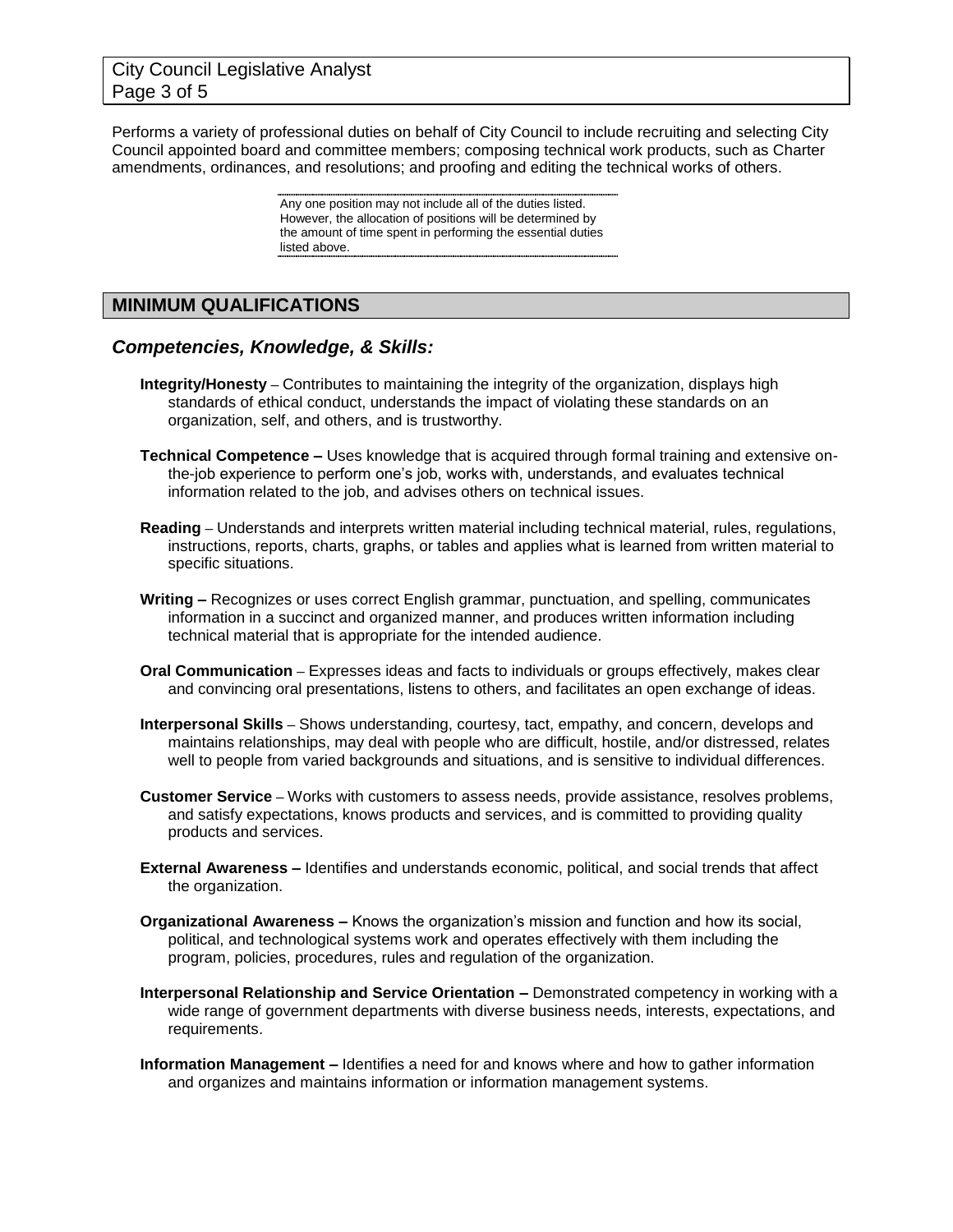Performs a variety of professional duties on behalf of City Council to include recruiting and selecting City Council appointed board and committee members; composing technical work products, such as Charter amendments, ordinances, and resolutions; and proofing and editing the technical works of others.

Any one position may not include all of the duties listed. However, the allocation of positions will be determined by the amount of time spent in performing the essential duties listed above.

## MINIMUM QUALIFICATIONS

### *Competencies, Knowledge, & Skills:*

**Integrity/Honesty** – Contributes to maintaining the integrity of the organization, displays high standards of ethical conduct, understands the impact of violating these standards on an organization, self, and others, and is trustworthy.

**Technical Competence –** Uses knowledge that is acquired through formal training and extensive on-the-job experience to perform one's job, works with, understands, and evaluates technical information related to the job, and advises others on technical issues.

**Reading** – Understands and interprets written material including technical material, rules, regulations, instructions, reports, charts, graphs, or tables and applies what is learned from written material to specific situations.

**Writing –** Recognizes or uses correct English grammar, punctuation, and spelling, communicates information in a succinct and organized manner, and produces written information including technical material that is appropriate for the intended audience.

**Oral Communication** – Expresses ideas and facts to individuals or groups effectively, makes clear and convincing oral presentations, listens to others, and facilitates an open exchange of ideas.

**Interpersonal Skills** – Shows understanding, courtesy, tact, empathy, and concern, develops and maintains relationships, may deal with people who are difficult, hostile, and/or distressed, relates well to people from varied backgrounds and situations, and is sensitive to individual differences.

**Customer Service** – Works with customers to assess needs, provide assistance, resolves problems, and satisfy expectations, knows products and services, and is committed to providing quality products and services.

**External Awareness –** Identifies and understands economic, political, and social trends that affect the organization.

**Organizational Awareness –** Knows the organization's mission and function and how its social, political, and technological systems work and operates effectively with them including the program, policies, procedures, rules and regulation of the organization.

**Interpersonal Relationship and Service Orientation –** Demonstrated competency in working with a wide range of government departments with diverse business needs, interests, expectations, and requirements.

**Information Management –** Identifies a need for and knows where and how to gather information and organizes and maintains information or information management systems.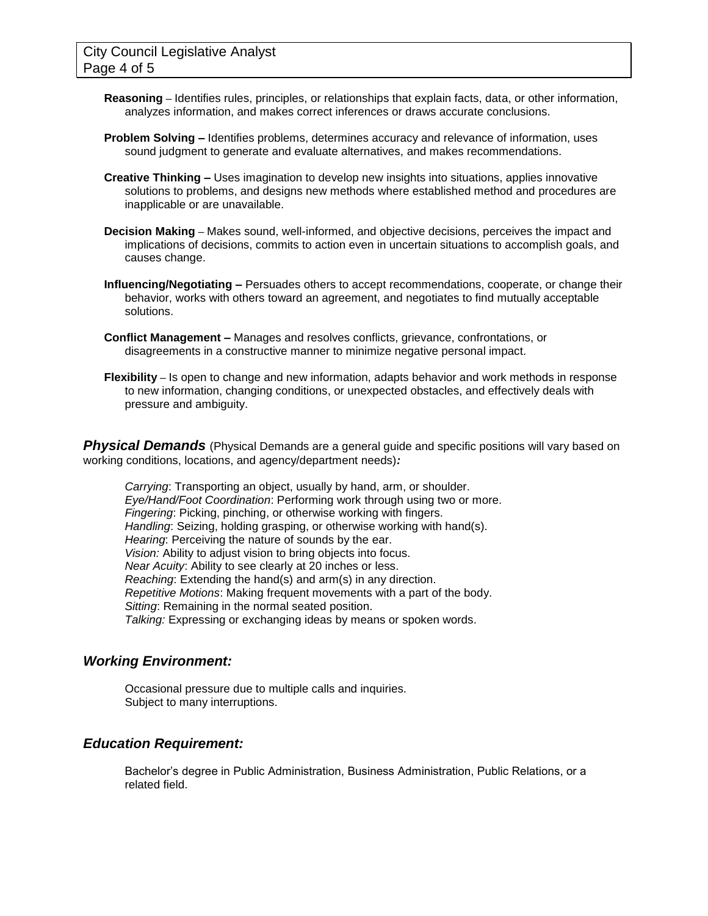**Reasoning** – Identifies rules, principles, or relationships that explain facts, data, or other information, analyzes information, and makes correct inferences or draws accurate conclusions.

**Problem Solving –** Identifies problems, determines accuracy and relevance of information, uses sound judgment to generate and evaluate alternatives, and makes recommendations.

**Creative Thinking –** Uses imagination to develop new insights into situations, applies innovative solutions to problems, and designs new methods where established method and procedures are inapplicable or are unavailable.

**Decision Making** – Makes sound, well-informed, and objective decisions, perceives the impact and implications of decisions, commits to action even in uncertain situations to accomplish goals, and causes change.

**Influencing/Negotiating –** Persuades others to accept recommendations, cooperate, or change their behavior, works with others toward an agreement, and negotiates to find mutually acceptable solutions.

**Conflict Management –** Manages and resolves conflicts, grievance, confrontations, or disagreements in a constructive manner to minimize negative personal impact.

**Flexibility** – Is open to change and new information, adapts behavior and work methods in response to new information, changing conditions, or unexpected obstacles, and effectively deals with pressure and ambiguity.

***Physical Demands*** (Physical Demands are a general guide and specific positions will vary based on working conditions, locations, and agency/department needs)***:***

*Carrying*: Transporting an object, usually by hand, arm, or shoulder.
*Eye/Hand/Foot Coordination*: Performing work through using two or more.
*Fingering*: Picking, pinching, or otherwise working with fingers.
*Handling*: Seizing, holding grasping, or otherwise working with hand(s).
*Hearing*: Perceiving the nature of sounds by the ear.
*Vision:* Ability to adjust vision to bring objects into focus.
*Near Acuity*: Ability to see clearly at 20 inches or less.
*Reaching*: Extending the hand(s) and arm(s) in any direction.
*Repetitive Motions*: Making frequent movements with a part of the body.
*Sitting*: Remaining in the normal seated position.
*Talking:* Expressing or exchanging ideas by means or spoken words.

## *Working Environment:*

Occasional pressure due to multiple calls and inquiries.
Subject to many interruptions.

## *Education Requirement:*

Bachelor's degree in Public Administration, Business Administration, Public Relations, or a related field.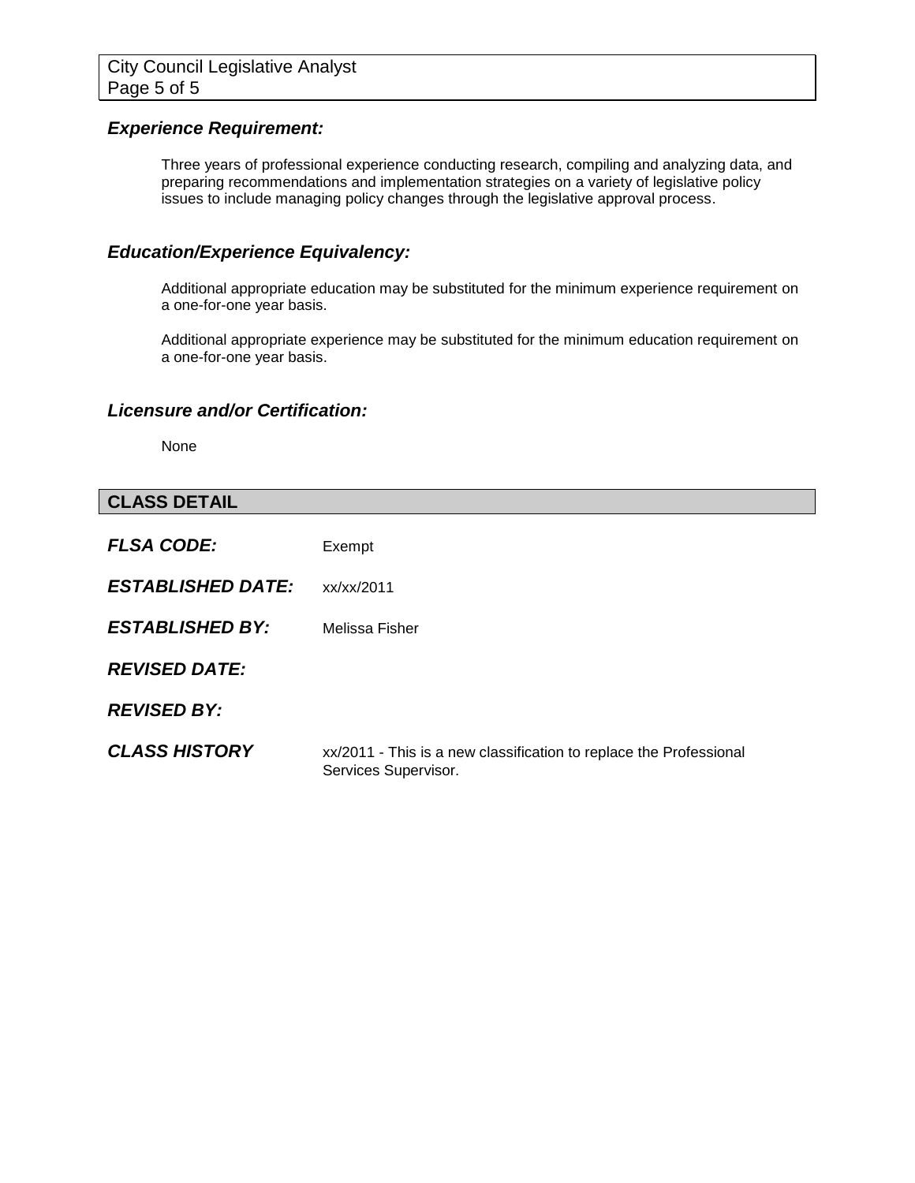### *Experience Requirement:*

Three years of professional experience conducting research, compiling and analyzing data, and preparing recommendations and implementation strategies on a variety of legislative policy issues to include managing policy changes through the legislative approval process.

### *Education/Experience Equivalency:*

Additional appropriate education may be substituted for the minimum experience requirement on a one-for-one year basis.

Additional appropriate experience may be substituted for the minimum education requirement on a one-for-one year basis.

### *Licensure and/or Certification:*

None

## CLASS DETAIL

***FLSA CODE:*** Exempt

***ESTABLISHED DATE:*** xx/xx/2011

***ESTABLISHED BY:*** Melissa Fisher

***REVISED DATE:***

***REVISED BY:***

***CLASS HISTORY*** xx/2011 - This is a new classification to replace the Professional Services Supervisor.